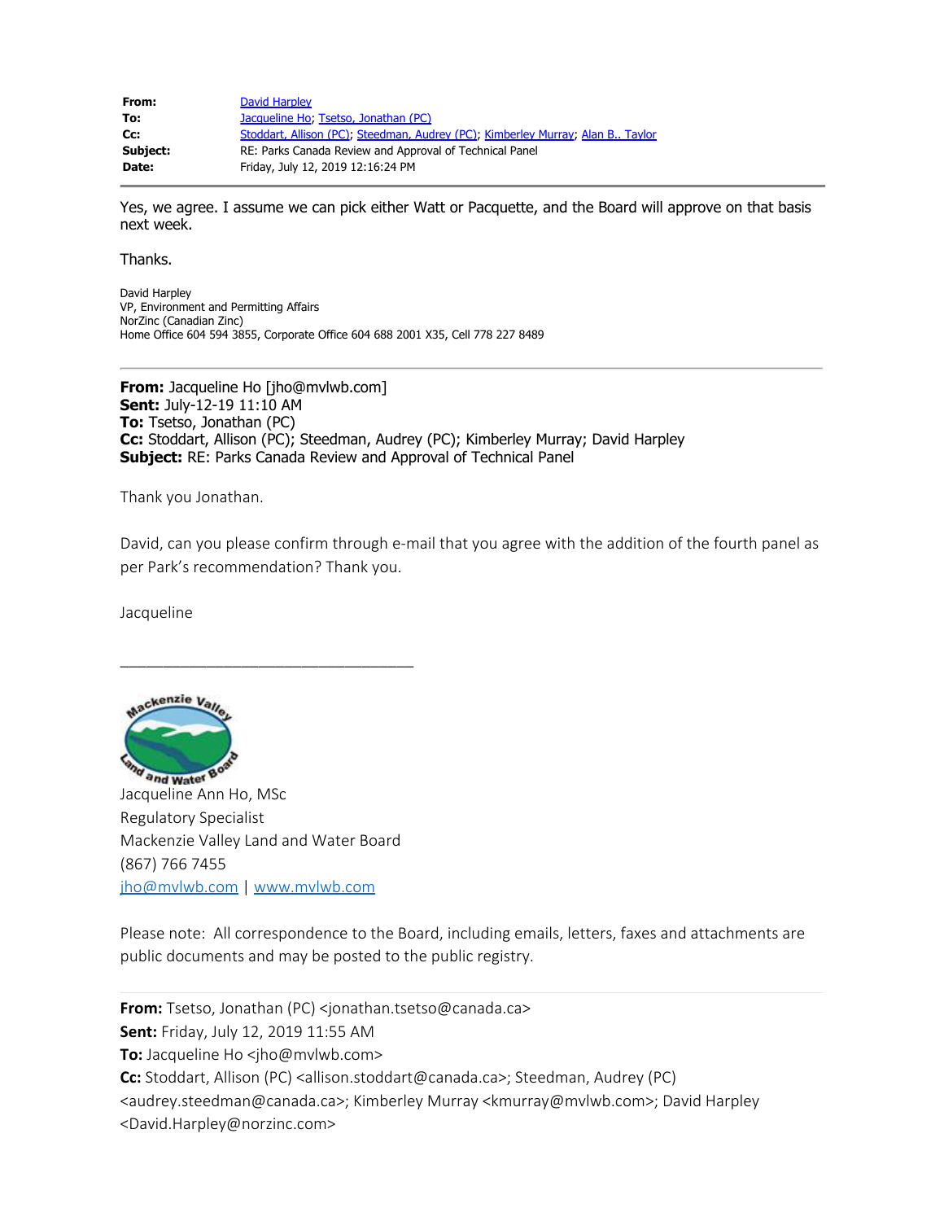| | |
|---|---|
| **From:** | David Harpley |
| **To:** | Jacqueline Ho; Tsetso, Jonathan (PC) |
| **Cc:** | Stoddart, Allison (PC); Steedman, Audrey (PC); Kimberley Murray; Alan B.. Taylor |
| **Subject:** | RE: Parks Canada Review and Approval of Technical Panel |
| **Date:** | Friday, July 12, 2019 12:16:24 PM |

---

Yes, we agree. I assume we can pick either Watt or Pacquette, and the Board will approve on that basis next week.

Thanks.

David Harpley
VP, Environment and Permitting Affairs
NorZinc (Canadian Zinc)
Home Office 604 594 3855, Corporate Office 604 688 2001 X35, Cell 778 227 8489

---

**From:** Jacqueline Ho [jho@mvlwb.com]
**Sent:** July-12-19 11:10 AM
**To:** Tsetso, Jonathan (PC)
**Cc:** Stoddart, Allison (PC); Steedman, Audrey (PC); Kimberley Murray; David Harpley
**Subject:** RE: Parks Canada Review and Approval of Technical Panel

Thank you Jonathan.

David, can you please confirm through e-mail that you agree with the addition of the fourth panel as per Park's recommendation? Thank you.

Jacqueline

___________________________________

Mackenzie Valley Land and Water Board

Jacqueline Ann Ho, MSc
Regulatory Specialist
Mackenzie Valley Land and Water Board
(867) 766 7455
jho@mvlwb.com | www.mvlwb.com

Please note: All correspondence to the Board, including emails, letters, faxes and attachments are public documents and may be posted to the public registry.

---

**From:** Tsetso, Jonathan (PC) <jonathan.tsetso@canada.ca>
**Sent:** Friday, July 12, 2019 11:55 AM
**To:** Jacqueline Ho <jho@mvlwb.com>
**Cc:** Stoddart, Allison (PC) <allison.stoddart@canada.ca>; Steedman, Audrey (PC) <audrey.steedman@canada.ca>; Kimberley Murray <kmurray@mvlwb.com>; David Harpley <David.Harpley@norzinc.com>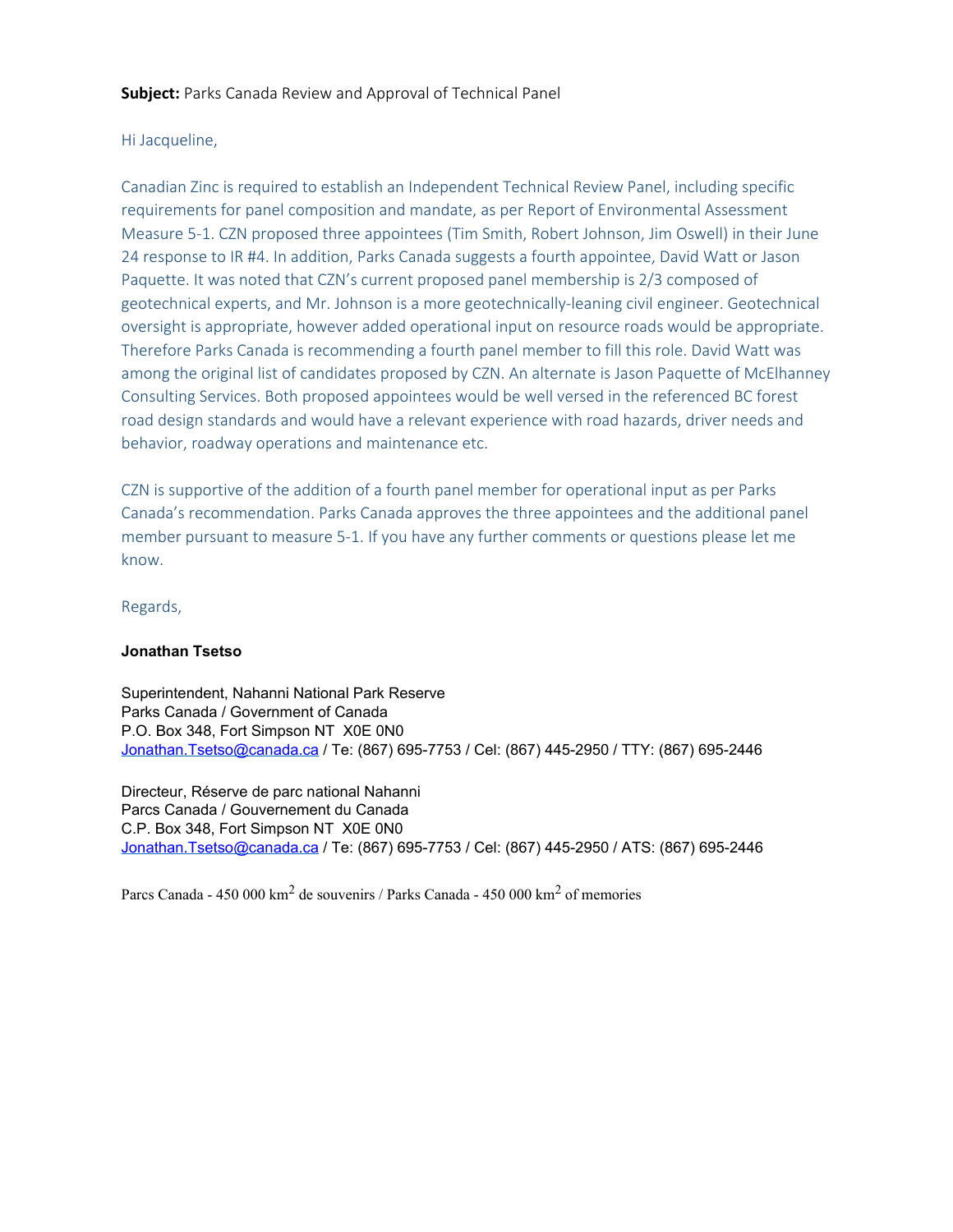**Subject:** Parks Canada Review and Approval of Technical Panel

Hi Jacqueline,

Canadian Zinc is required to establish an Independent Technical Review Panel, including specific requirements for panel composition and mandate, as per Report of Environmental Assessment Measure 5-1. CZN proposed three appointees (Tim Smith, Robert Johnson, Jim Oswell) in their June 24 response to IR #4. In addition, Parks Canada suggests a fourth appointee, David Watt or Jason Paquette. It was noted that CZN's current proposed panel membership is 2/3 composed of geotechnical experts, and Mr. Johnson is a more geotechnically-leaning civil engineer. Geotechnical oversight is appropriate, however added operational input on resource roads would be appropriate. Therefore Parks Canada is recommending a fourth panel member to fill this role. David Watt was among the original list of candidates proposed by CZN. An alternate is Jason Paquette of McElhanney Consulting Services. Both proposed appointees would be well versed in the referenced BC forest road design standards and would have a relevant experience with road hazards, driver needs and behavior, roadway operations and maintenance etc.

CZN is supportive of the addition of a fourth panel member for operational input as per Parks Canada's recommendation. Parks Canada approves the three appointees and the additional panel member pursuant to measure 5-1. If you have any further comments or questions please let me know.

Regards,

**Jonathan Tsetso**

Superintendent, Nahanni National Park Reserve
Parks Canada / Government of Canada
P.O. Box 348, Fort Simpson NT X0E 0N0
Jonathan.Tsetso@canada.ca / Te: (867) 695-7753 / Cel: (867) 445-2950 / TTY: (867) 695-2446

Directeur, Réserve de parc national Nahanni
Parcs Canada / Gouvernement du Canada
C.P. Box 348, Fort Simpson NT X0E 0N0
Jonathan.Tsetso@canada.ca / Te: (867) 695-7753 / Cel: (867) 445-2950 / ATS: (867) 695-2446

Parcs Canada - 450 000 $km^2$ de souvenirs / Parks Canada - 450 000 $km^2$ of memories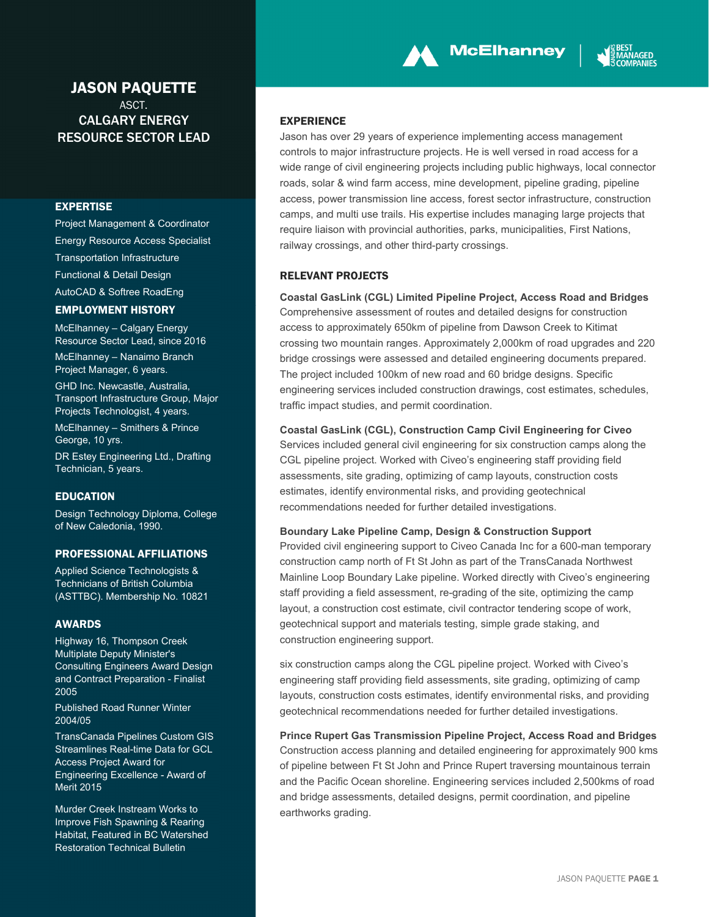# JASON PAQUETTE

ASCT.

## CALGARY ENERGY RESOURCE SECTOR LEAD

### EXPERTISE

Project Management & Coordinator

Energy Resource Access Specialist

Transportation Infrastructure

Functional & Detail Design

AutoCAD & Softree RoadEng

### EMPLOYMENT HISTORY

McElhanney – Calgary Energy Resource Sector Lead, since 2016

McElhanney – Nanaimo Branch Project Manager, 6 years.

GHD Inc. Newcastle, Australia, Transport Infrastructure Group, Major Projects Technologist, 4 years.

McElhanney – Smithers & Prince George, 10 yrs.

DR Estey Engineering Ltd., Drafting Technician, 5 years.

### EDUCATION

Design Technology Diploma, College of New Caledonia, 1990.

### PROFESSIONAL AFFILIATIONS

Applied Science Technologists & Technicians of British Columbia (ASTTBC). Membership No. 10821

### AWARDS

Highway 16, Thompson Creek Multiplate Deputy Minister's Consulting Engineers Award Design and Contract Preparation - Finalist 2005

Published Road Runner Winter 2004/05

TransCanada Pipelines Custom GIS Streamlines Real-time Data for GCL Access Project Award for Engineering Excellence - Award of Merit 2015

Murder Creek Instream Works to Improve Fish Spawning & Rearing Habitat, Featured in BC Watershed Restoration Technical Bulletin

### EXPERIENCE

Jason has over 29 years of experience implementing access management controls to major infrastructure projects. He is well versed in road access for a wide range of civil engineering projects including public highways, local connector roads, solar & wind farm access, mine development, pipeline grading, pipeline access, power transmission line access, forest sector infrastructure, construction camps, and multi use trails. His expertise includes managing large projects that require liaison with provincial authorities, parks, municipalities, First Nations, railway crossings, and other third-party crossings.

### RELEVANT PROJECTS

**Coastal GasLink (CGL) Limited Pipeline Project, Access Road and Bridges**
Comprehensive assessment of routes and detailed designs for construction access to approximately 650km of pipeline from Dawson Creek to Kitimat crossing two mountain ranges. Approximately 2,000km of road upgrades and 220 bridge crossings were assessed and detailed engineering documents prepared. The project included 100km of new road and 60 bridge designs. Specific engineering services included construction drawings, cost estimates, schedules, traffic impact studies, and permit coordination.

**Coastal GasLink (CGL), Construction Camp Civil Engineering for Civeo**
Services included general civil engineering for six construction camps along the CGL pipeline project. Worked with Civeo's engineering staff providing field assessments, site grading, optimizing of camp layouts, construction costs estimates, identify environmental risks, and providing geotechnical recommendations needed for further detailed investigations.

**Boundary Lake Pipeline Camp, Design & Construction Support**
Provided civil engineering support to Civeo Canada Inc for a 600-man temporary construction camp north of Ft St John as part of the TransCanada Northwest Mainline Loop Boundary Lake pipeline. Worked directly with Civeo's engineering staff providing a field assessment, re-grading of the site, optimizing the camp layout, a construction cost estimate, civil contractor tendering scope of work, geotechnical support and materials testing, simple grade staking, and construction engineering support.

six construction camps along the CGL pipeline project. Worked with Civeo's engineering staff providing field assessments, site grading, optimizing of camp layouts, construction costs estimates, identify environmental risks, and providing geotechnical recommendations needed for further detailed investigations.

**Prince Rupert Gas Transmission Pipeline Project, Access Road and Bridges**
Construction access planning and detailed engineering for approximately 900 kms of pipeline between Ft St John and Prince Rupert traversing mountainous terrain and the Pacific Ocean shoreline. Engineering services included 2,500kms of road and bridge assessments, detailed designs, permit coordination, and pipeline earthworks grading.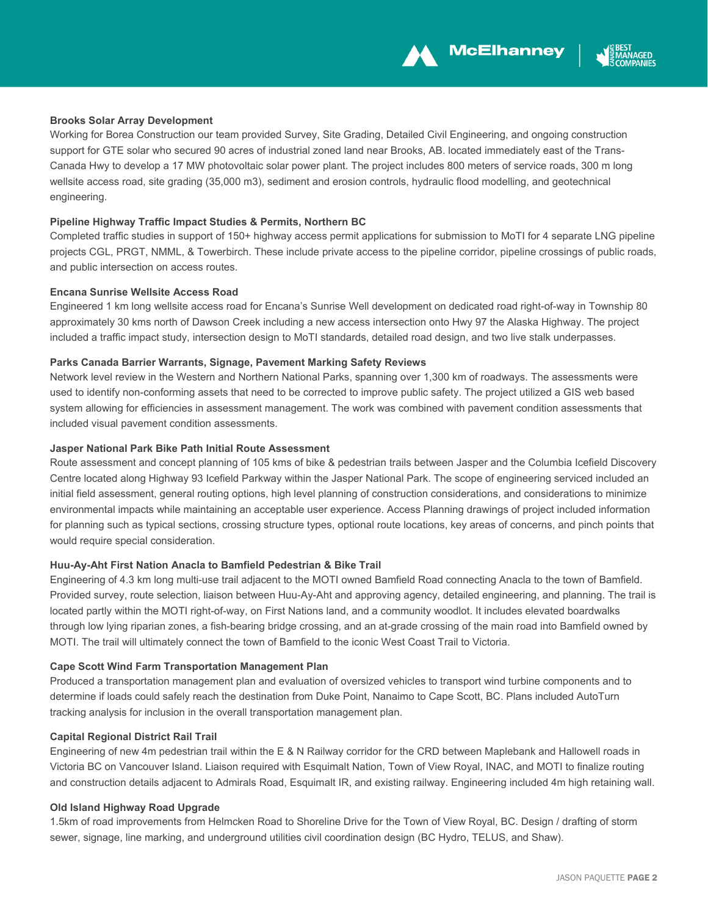**Brooks Solar Array Development**

Working for Borea Construction our team provided Survey, Site Grading, Detailed Civil Engineering, and ongoing construction support for GTE solar who secured 90 acres of industrial zoned land near Brooks, AB. located immediately east of the Trans-Canada Hwy to develop a 17 MW photovoltaic solar power plant. The project includes 800 meters of service roads, 300 m long wellsite access road, site grading (35,000 m3), sediment and erosion controls, hydraulic flood modelling, and geotechnical engineering.

**Pipeline Highway Traffic Impact Studies & Permits, Northern BC**

Completed traffic studies in support of 150+ highway access permit applications for submission to MoTI for 4 separate LNG pipeline projects CGL, PRGT, NMML, & Towerbirch. These include private access to the pipeline corridor, pipeline crossings of public roads, and public intersection on access routes.

**Encana Sunrise Wellsite Access Road**

Engineered 1 km long wellsite access road for Encana's Sunrise Well development on dedicated road right-of-way in Township 80 approximately 30 kms north of Dawson Creek including a new access intersection onto Hwy 97 the Alaska Highway. The project included a traffic impact study, intersection design to MoTI standards, detailed road design, and two live stalk underpasses.

**Parks Canada Barrier Warrants, Signage, Pavement Marking Safety Reviews**

Network level review in the Western and Northern National Parks, spanning over 1,300 km of roadways. The assessments were used to identify non-conforming assets that need to be corrected to improve public safety. The project utilized a GIS web based system allowing for efficiencies in assessment management. The work was combined with pavement condition assessments that included visual pavement condition assessments.

**Jasper National Park Bike Path Initial Route Assessment**

Route assessment and concept planning of 105 kms of bike & pedestrian trails between Jasper and the Columbia Icefield Discovery Centre located along Highway 93 Icefield Parkway within the Jasper National Park. The scope of engineering serviced included an initial field assessment, general routing options, high level planning of construction considerations, and considerations to minimize environmental impacts while maintaining an acceptable user experience. Access Planning drawings of project included information for planning such as typical sections, crossing structure types, optional route locations, key areas of concerns, and pinch points that would require special consideration.

**Huu-Ay-Aht First Nation Anacla to Bamfield Pedestrian & Bike Trail**

Engineering of 4.3 km long multi-use trail adjacent to the MOTI owned Bamfield Road connecting Anacla to the town of Bamfield. Provided survey, route selection, liaison between Huu-Ay-Aht and approving agency, detailed engineering, and planning. The trail is located partly within the MOTI right-of-way, on First Nations land, and a community woodlot. It includes elevated boardwalks through low lying riparian zones, a fish-bearing bridge crossing, and an at-grade crossing of the main road into Bamfield owned by MOTI. The trail will ultimately connect the town of Bamfield to the iconic West Coast Trail to Victoria.

**Cape Scott Wind Farm Transportation Management Plan**

Produced a transportation management plan and evaluation of oversized vehicles to transport wind turbine components and to determine if loads could safely reach the destination from Duke Point, Nanaimo to Cape Scott, BC. Plans included AutoTurn tracking analysis for inclusion in the overall transportation management plan.

**Capital Regional District Rail Trail**

Engineering of new 4m pedestrian trail within the E & N Railway corridor for the CRD between Maplebank and Hallowell roads in Victoria BC on Vancouver Island. Liaison required with Esquimalt Nation, Town of View Royal, INAC, and MOTI to finalize routing and construction details adjacent to Admirals Road, Esquimalt IR, and existing railway. Engineering included 4m high retaining wall.

**Old Island Highway Road Upgrade**

1.5km of road improvements from Helmcken Road to Shoreline Drive for the Town of View Royal, BC. Design / drafting of storm sewer, signage, line marking, and underground utilities civil coordination design (BC Hydro, TELUS, and Shaw).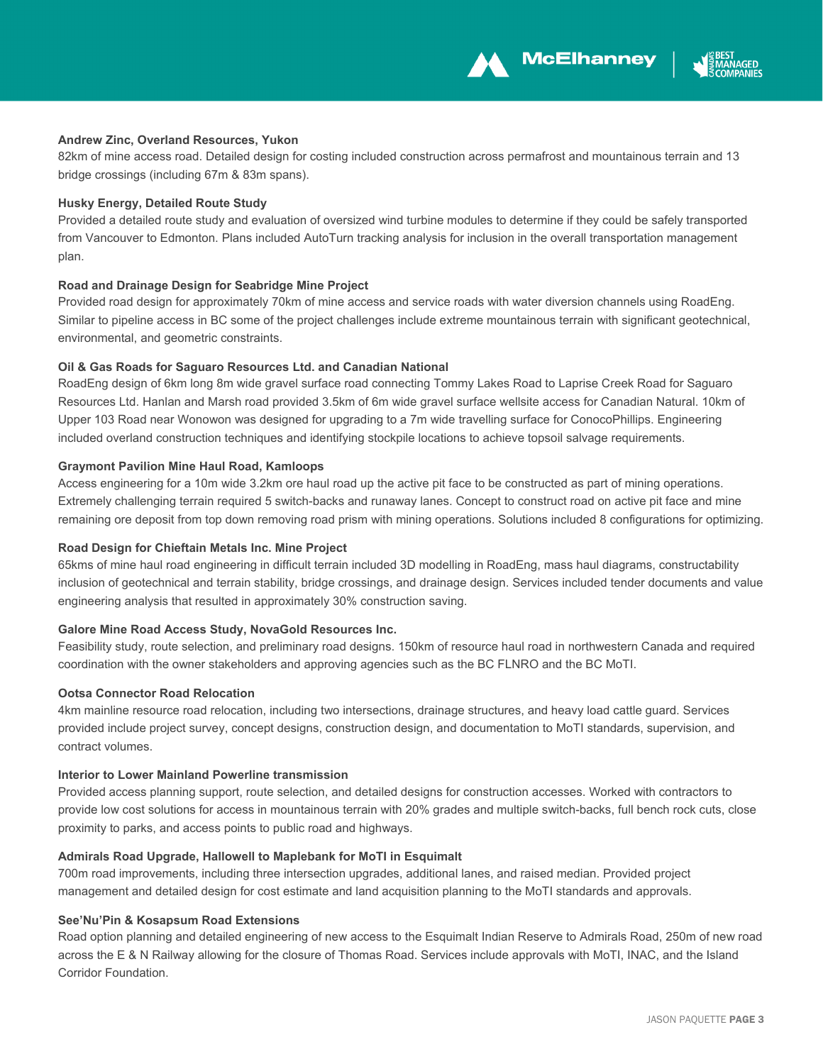**Andrew Zinc, Overland Resources, Yukon**

82km of mine access road. Detailed design for costing included construction across permafrost and mountainous terrain and 13 bridge crossings (including 67m & 83m spans).

**Husky Energy, Detailed Route Study**

Provided a detailed route study and evaluation of oversized wind turbine modules to determine if they could be safely transported from Vancouver to Edmonton. Plans included AutoTurn tracking analysis for inclusion in the overall transportation management plan.

**Road and Drainage Design for Seabridge Mine Project**

Provided road design for approximately 70km of mine access and service roads with water diversion channels using RoadEng. Similar to pipeline access in BC some of the project challenges include extreme mountainous terrain with significant geotechnical, environmental, and geometric constraints.

**Oil & Gas Roads for Saguaro Resources Ltd. and Canadian National**

RoadEng design of 6km long 8m wide gravel surface road connecting Tommy Lakes Road to Laprise Creek Road for Saguaro Resources Ltd. Hanlan and Marsh road provided 3.5km of 6m wide gravel surface wellsite access for Canadian Natural. 10km of Upper 103 Road near Wonowon was designed for upgrading to a 7m wide travelling surface for ConocoPhillips. Engineering included overland construction techniques and identifying stockpile locations to achieve topsoil salvage requirements.

**Graymont Pavilion Mine Haul Road, Kamloops**

Access engineering for a 10m wide 3.2km ore haul road up the active pit face to be constructed as part of mining operations. Extremely challenging terrain required 5 switch-backs and runaway lanes. Concept to construct road on active pit face and mine remaining ore deposit from top down removing road prism with mining operations. Solutions included 8 configurations for optimizing.

**Road Design for Chieftain Metals Inc. Mine Project**

65kms of mine haul road engineering in difficult terrain included 3D modelling in RoadEng, mass haul diagrams, constructability inclusion of geotechnical and terrain stability, bridge crossings, and drainage design. Services included tender documents and value engineering analysis that resulted in approximately 30% construction saving.

**Galore Mine Road Access Study, NovaGold Resources Inc.**

Feasibility study, route selection, and preliminary road designs. 150km of resource haul road in northwestern Canada and required coordination with the owner stakeholders and approving agencies such as the BC FLNRO and the BC MoTI.

**Ootsa Connector Road Relocation**

4km mainline resource road relocation, including two intersections, drainage structures, and heavy load cattle guard. Services provided include project survey, concept designs, construction design, and documentation to MoTI standards, supervision, and contract volumes.

**Interior to Lower Mainland Powerline transmission**

Provided access planning support, route selection, and detailed designs for construction accesses. Worked with contractors to provide low cost solutions for access in mountainous terrain with 20% grades and multiple switch-backs, full bench rock cuts, close proximity to parks, and access points to public road and highways.

**Admirals Road Upgrade, Hallowell to Maplebank for MoTI in Esquimalt**

700m road improvements, including three intersection upgrades, additional lanes, and raised median. Provided project management and detailed design for cost estimate and land acquisition planning to the MoTI standards and approvals.

**See'Nu'Pin & Kosapsum Road Extensions**

Road option planning and detailed engineering of new access to the Esquimalt Indian Reserve to Admirals Road, 250m of new road across the E & N Railway allowing for the closure of Thomas Road. Services include approvals with MoTI, INAC, and the Island Corridor Foundation.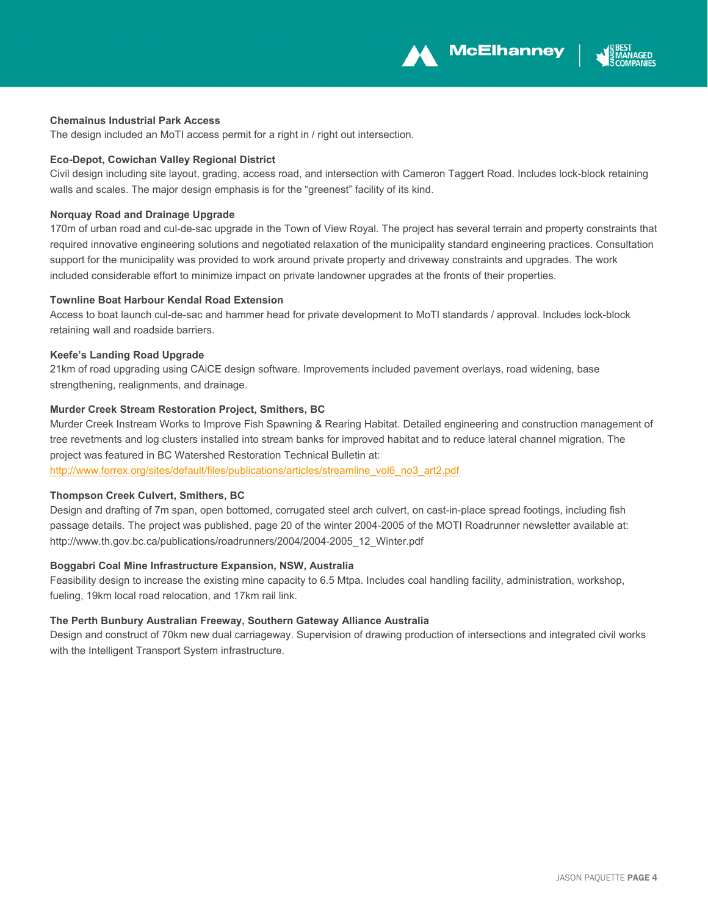**Chemainus Industrial Park Access**
The design included an MoTI access permit for a right in / right out intersection.

**Eco-Depot, Cowichan Valley Regional District**
Civil design including site layout, grading, access road, and intersection with Cameron Taggert Road. Includes lock-block retaining walls and scales. The major design emphasis is for the "greenest" facility of its kind.

**Norquay Road and Drainage Upgrade**
170m of urban road and cul-de-sac upgrade in the Town of View Royal. The project has several terrain and property constraints that required innovative engineering solutions and negotiated relaxation of the municipality standard engineering practices. Consultation support for the municipality was provided to work around private property and driveway constraints and upgrades. The work included considerable effort to minimize impact on private landowner upgrades at the fronts of their properties.

**Townline Boat Harbour Kendal Road Extension**
Access to boat launch cul-de-sac and hammer head for private development to MoTI standards / approval. Includes lock-block retaining wall and roadside barriers.

**Keefe's Landing Road Upgrade**
21km of road upgrading using CAiCE design software. Improvements included pavement overlays, road widening, base strengthening, realignments, and drainage.

**Murder Creek Stream Restoration Project, Smithers, BC**
Murder Creek Instream Works to Improve Fish Spawning & Rearing Habitat. Detailed engineering and construction management of tree revetments and log clusters installed into stream banks for improved habitat and to reduce lateral channel migration. The project was featured in BC Watershed Restoration Technical Bulletin at:
http://www.forrex.org/sites/default/files/publications/articles/streamline_vol6_no3_art2.pdf

**Thompson Creek Culvert, Smithers, BC**
Design and drafting of 7m span, open bottomed, corrugated steel arch culvert, on cast-in-place spread footings, including fish passage details. The project was published, page 20 of the winter 2004-2005 of the MOTI Roadrunner newsletter available at:
http://www.th.gov.bc.ca/publications/roadrunners/2004/2004-2005_12_Winter.pdf

**Boggabri Coal Mine Infrastructure Expansion, NSW, Australia**
Feasibility design to increase the existing mine capacity to 6.5 Mtpa. Includes coal handling facility, administration, workshop, fueling, 19km local road relocation, and 17km rail link.

**The Perth Bunbury Australian Freeway, Southern Gateway Alliance Australia**
Design and construct of 70km new dual carriageway. Supervision of drawing production of intersections and integrated civil works with the Intelligent Transport System infrastructure.